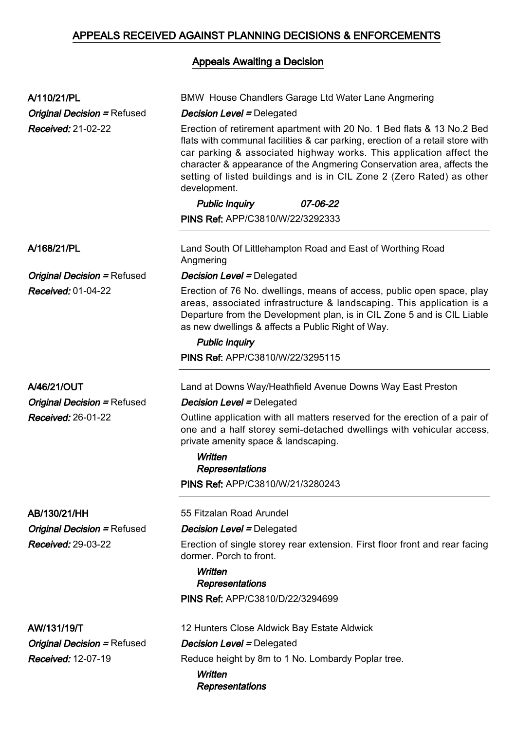# APPEALS RECEIVED AGAINST PLANNING DECISIONS & ENFORCEMENTS

## Appeals Awaiting a Decision

**A/110/21/PL**
*Original Decision =* Refused
*Received:* 21-02-22

BMW House Chandlers Garage Ltd Water Lane Angmering
*Decision Level =* Delegated

Erection of retirement apartment with 20 No. 1 Bed flats & 13 No.2 Bed flats with communal facilities & car parking, erection of a retail store with car parking & associated highway works. This application affect the character & appearance of the Angmering Conservation area, affects the setting of listed buildings and is in CIL Zone 2 (Zero Rated) as other development.

*Public Inquiry* *07-06-22*

**PINS Ref:** APP/C3810/W/22/3292333

---

**A/168/21/PL**
*Original Decision =* Refused
*Received:* 01-04-22

Land South Of Littlehampton Road and East of Worthing Road Angmering
*Decision Level =* Delegated

Erection of 76 No. dwellings, means of access, public open space, play areas, associated infrastructure & landscaping. This application is a Departure from the Development plan, is in CIL Zone 5 and is CIL Liable as new dwellings & affects a Public Right of Way.

*Public Inquiry*

**PINS Ref:** APP/C3810/W/22/3295115

---

**A/46/21/OUT**
*Original Decision =* Refused
*Received:* 26-01-22

Land at Downs Way/Heathfield Avenue Downs Way East Preston
*Decision Level =* Delegated

Outline application with all matters reserved for the erection of a pair of one and a half storey semi-detached dwellings with vehicular access, private amenity space & landscaping.

*Written Representations*

**PINS Ref:** APP/C3810/W/21/3280243

---

**AB/130/21/HH**
*Original Decision =* Refused
*Received:* 29-03-22

55 Fitzalan Road Arundel
*Decision Level =* Delegated

Erection of single storey rear extension. First floor front and rear facing dormer. Porch to front.

*Written Representations*

**PINS Ref:** APP/C3810/D/22/3294699

---

**AW/131/19/T**
*Original Decision =* Refused
*Received:* 12-07-19

12 Hunters Close Aldwick Bay Estate Aldwick
*Decision Level =* Delegated

Reduce height by 8m to 1 No. Lombardy Poplar tree.

*Written Representations*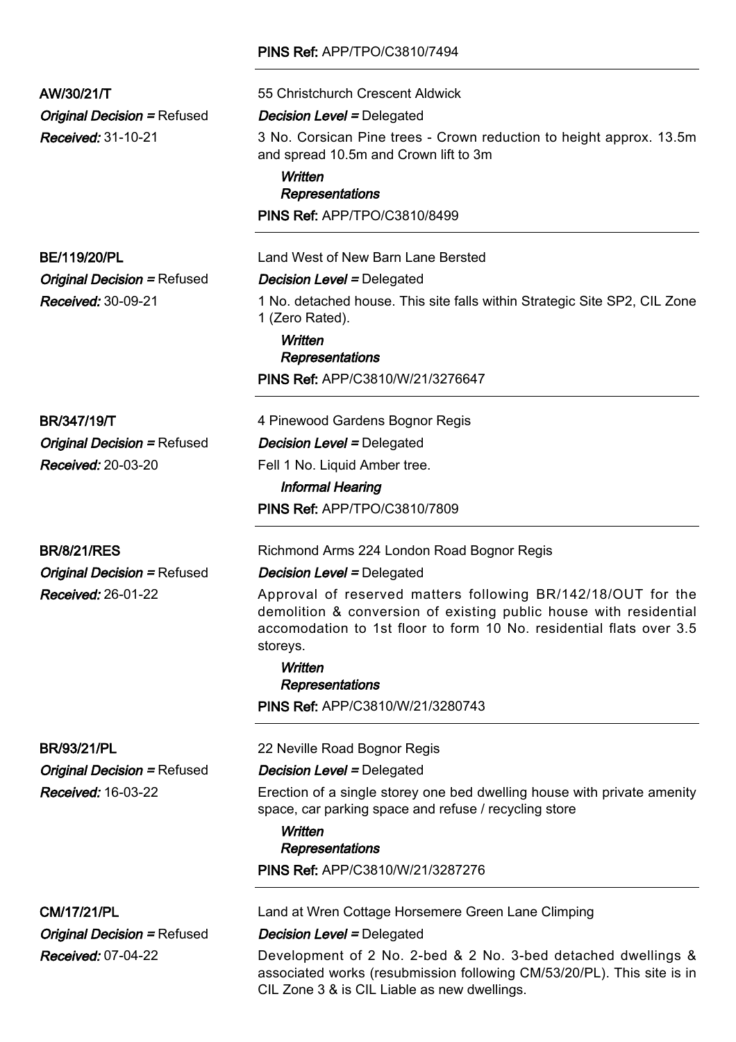**PINS Ref:** APP/TPO/C3810/7494

---

**AW/30/21/T**
*Original Decision =* Refused
*Received:* 31-10-21

55 Christchurch Crescent Aldwick
*Decision Level =* Delegated
3 No. Corsican Pine trees - Crown reduction to height approx. 13.5m and spread 10.5m and Crown lift to 3m

*Written Representations*

**PINS Ref:** APP/TPO/C3810/8499

---

**BE/119/20/PL**
*Original Decision =* Refused
*Received:* 30-09-21

Land West of New Barn Lane Bersted
*Decision Level =* Delegated
1 No. detached house. This site falls within Strategic Site SP2, CIL Zone 1 (Zero Rated).

*Written Representations*

**PINS Ref:** APP/C3810/W/21/3276647

---

**BR/347/19/T**
*Original Decision =* Refused
*Received:* 20-03-20

4 Pinewood Gardens Bognor Regis
*Decision Level =* Delegated
Fell 1 No. Liquid Amber tree.

*Informal Hearing*

**PINS Ref:** APP/TPO/C3810/7809

---

**BR/8/21/RES**
*Original Decision =* Refused
*Received:* 26-01-22

Richmond Arms 224 London Road Bognor Regis
*Decision Level =* Delegated
Approval of reserved matters following BR/142/18/OUT for the demolition & conversion of existing public house with residential accomodation to 1st floor to form 10 No. residential flats over 3.5 storeys.

*Written Representations*

**PINS Ref:** APP/C3810/W/21/3280743

---

**BR/93/21/PL**
*Original Decision =* Refused
*Received:* 16-03-22

22 Neville Road Bognor Regis
*Decision Level =* Delegated
Erection of a single storey one bed dwelling house with private amenity space, car parking space and refuse / recycling store

*Written Representations*

**PINS Ref:** APP/C3810/W/21/3287276

---

**CM/17/21/PL**
*Original Decision =* Refused
*Received:* 07-04-22

Land at Wren Cottage Horsemere Green Lane Climping
*Decision Level =* Delegated
Development of 2 No. 2-bed & 2 No. 3-bed detached dwellings & associated works (resubmission following CM/53/20/PL). This site is in CIL Zone 3 & is CIL Liable as new dwellings.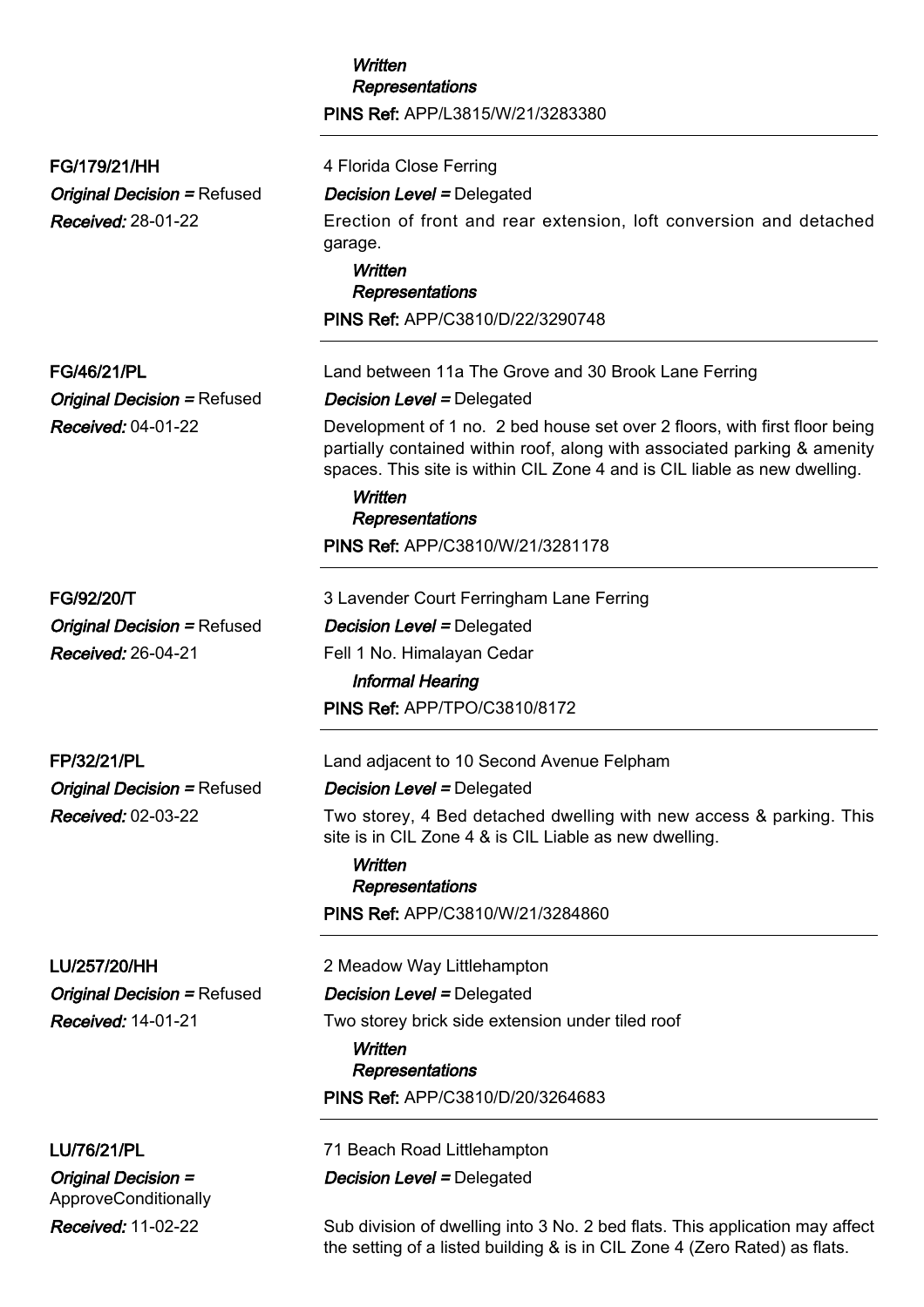*Written Representations*

**PINS Ref:** APP/L3815/W/21/3283380

---

**FG/179/21/HH**
*Original Decision =* Refused
*Received:* 28-01-22

4 Florida Close Ferring
*Decision Level =* Delegated
Erection of front and rear extension, loft conversion and detached garage.

*Written Representations*

**PINS Ref:** APP/C3810/D/22/3290748

---

**FG/46/21/PL**
*Original Decision =* Refused
*Received:* 04-01-22

Land between 11a The Grove and 30 Brook Lane Ferring
*Decision Level =* Delegated
Development of 1 no. 2 bed house set over 2 floors, with first floor being partially contained within roof, along with associated parking & amenity spaces. This site is within CIL Zone 4 and is CIL liable as new dwelling.

*Written Representations*

**PINS Ref:** APP/C3810/W/21/3281178

---

**FG/92/20/T**
*Original Decision =* Refused
*Received:* 26-04-21

3 Lavender Court Ferringham Lane Ferring
*Decision Level =* Delegated
Fell 1 No. Himalayan Cedar

*Informal Hearing*

**PINS Ref:** APP/TPO/C3810/8172

---

**FP/32/21/PL**
*Original Decision =* Refused
*Received:* 02-03-22

Land adjacent to 10 Second Avenue Felpham
*Decision Level =* Delegated
Two storey, 4 Bed detached dwelling with new access & parking. This site is in CIL Zone 4 & is CIL Liable as new dwelling.

*Written Representations*

**PINS Ref:** APP/C3810/W/21/3284860

---

**LU/257/20/HH**
*Original Decision =* Refused
*Received:* 14-01-21

2 Meadow Way Littlehampton
*Decision Level =* Delegated
Two storey brick side extension under tiled roof

*Written Representations*

**PINS Ref:** APP/C3810/D/20/3264683

---

**LU/76/21/PL**
*Original Decision =* ApproveConditionally
*Received:* 11-02-22

71 Beach Road Littlehampton
*Decision Level =* Delegated
Sub division of dwelling into 3 No. 2 bed flats. This application may affect the setting of a listed building & is in CIL Zone 4 (Zero Rated) as flats.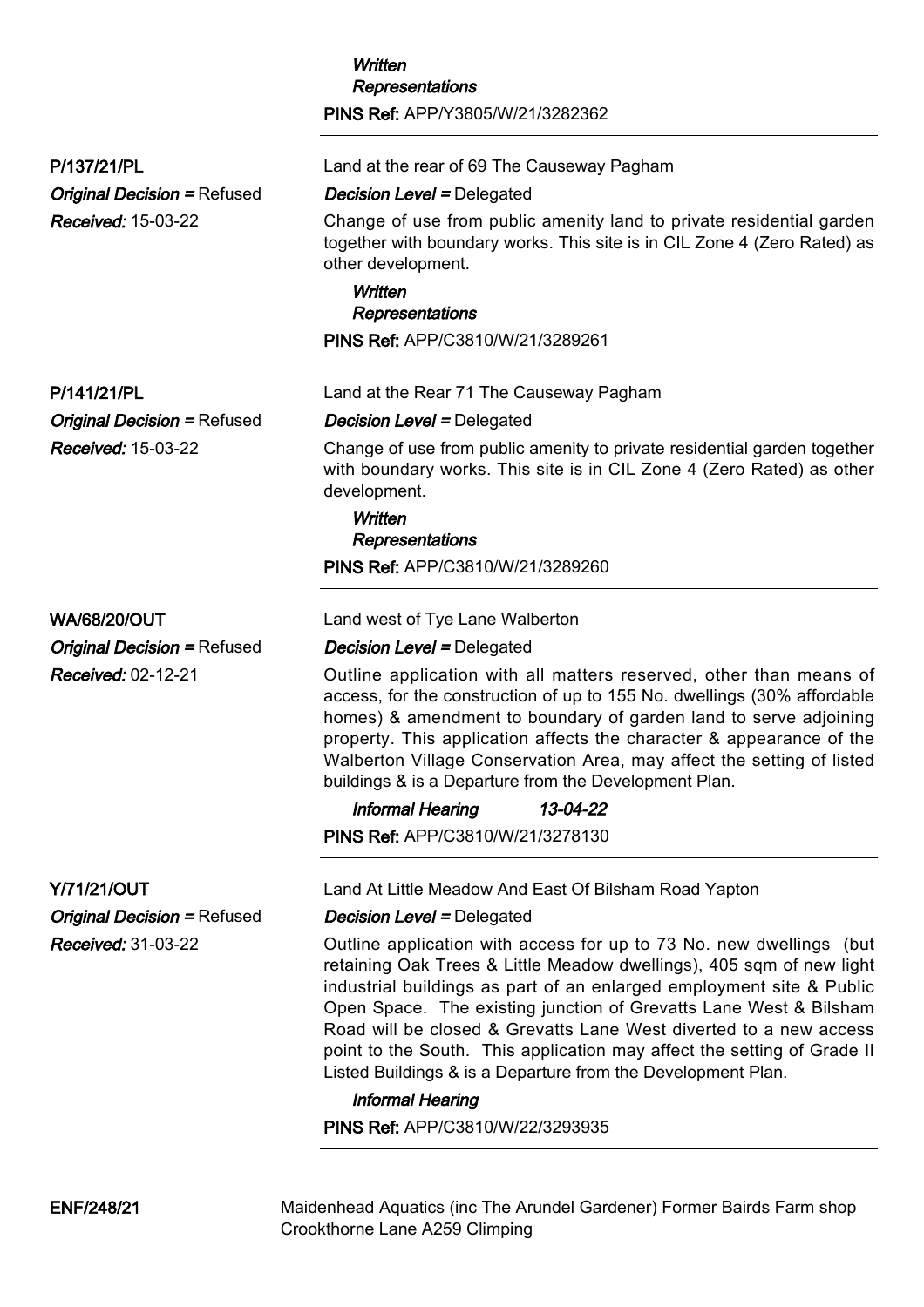*Written Representations*

**PINS Ref:** APP/Y3805/W/21/3282362

---

**P/137/21/PL**
*Original Decision =* Refused
*Received:* 15-03-22

Land at the rear of 69 The Causeway Pagham

*Decision Level =* Delegated

Change of use from public amenity land to private residential garden together with boundary works. This site is in CIL Zone 4 (Zero Rated) as other development.

*Written Representations*

**PINS Ref:** APP/C3810/W/21/3289261

---

**P/141/21/PL**
*Original Decision =* Refused
*Received:* 15-03-22

Land at the Rear 71 The Causeway Pagham

*Decision Level =* Delegated

Change of use from public amenity to private residential garden together with boundary works. This site is in CIL Zone 4 (Zero Rated) as other development.

*Written Representations*

**PINS Ref:** APP/C3810/W/21/3289260

---

**WA/68/20/OUT**
*Original Decision =* Refused
*Received:* 02-12-21

Land west of Tye Lane Walberton

*Decision Level =* Delegated

Outline application with all matters reserved, other than means of access, for the construction of up to 155 No. dwellings (30% affordable homes) & amendment to boundary of garden land to serve adjoining property. This application affects the character & appearance of the Walberton Village Conservation Area, may affect the setting of listed buildings & is a Departure from the Development Plan.

*Informal Hearing* *13-04-22*

**PINS Ref:** APP/C3810/W/21/3278130

---

**Y/71/21/OUT**
*Original Decision =* Refused
*Received:* 31-03-22

Land At Little Meadow And East Of Bilsham Road Yapton

*Decision Level =* Delegated

Outline application with access for up to 73 No. new dwellings (but retaining Oak Trees & Little Meadow dwellings), 405 sqm of new light industrial buildings as part of an enlarged employment site & Public Open Space. The existing junction of Grevatts Lane West & Bilsham Road will be closed & Grevatts Lane West diverted to a new access point to the South. This application may affect the setting of Grade II Listed Buildings & is a Departure from the Development Plan.

*Informal Hearing*

**PINS Ref:** APP/C3810/W/22/3293935

---

**ENF/248/21**

Maidenhead Aquatics (inc The Arundel Gardener) Former Bairds Farm shop Crookthorne Lane A259 Climping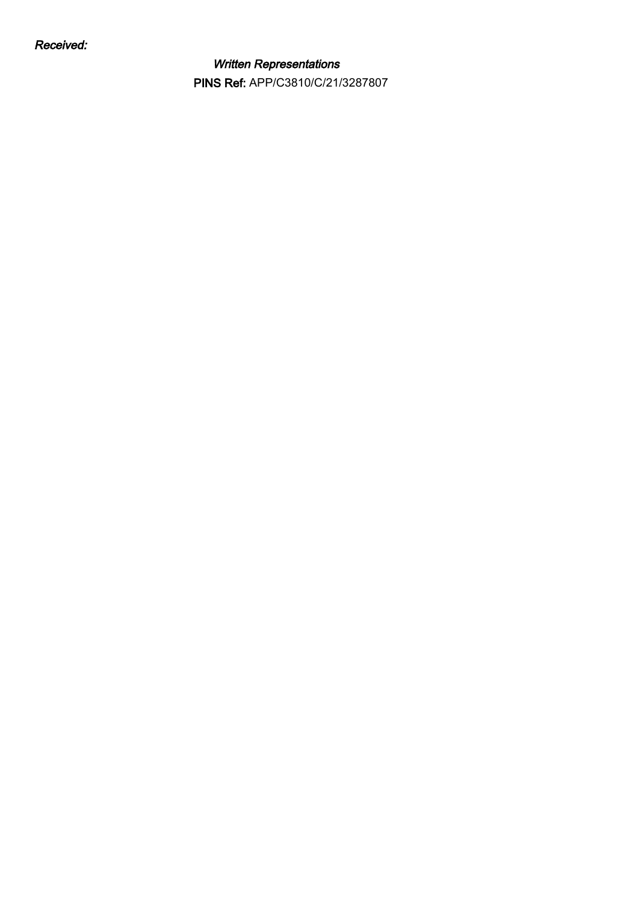*Received:*

*Written Representations*

**PINS Ref:** APP/C3810/C/21/3287807